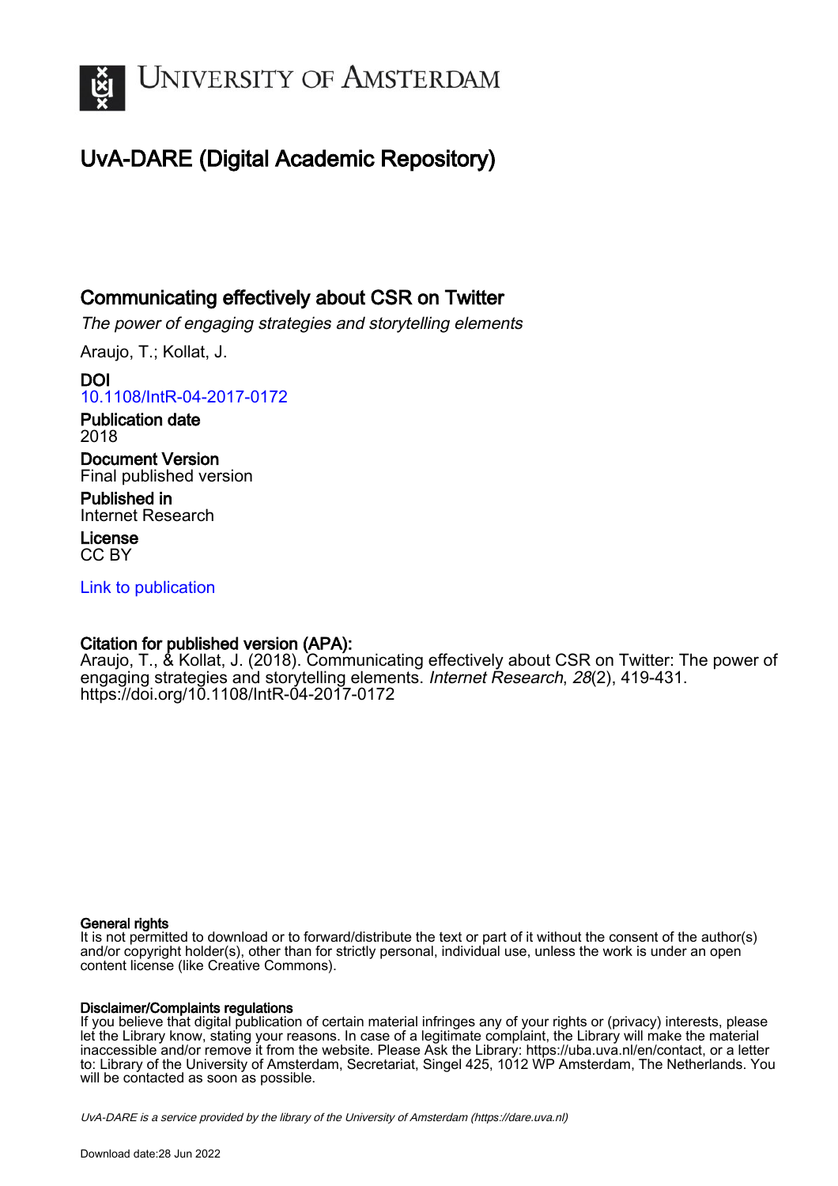# University of Amsterdam

## UvA-DARE (Digital Academic Repository)

### Communicating effectively about CSR on Twitter

*The power of engaging strategies and storytelling elements*

Araujo, T.; Kollat, J.

**DOI**
10.1108/IntR-04-2017-0172

**Publication date**
2018

**Document Version**
Final published version

**Published in**
Internet Research

**License**
CC BY

Link to publication

**Citation for published version (APA):**
Araujo, T., & Kollat, J. (2018). Communicating effectively about CSR on Twitter: The power of engaging strategies and storytelling elements. *Internet Research*, *28*(2), 419-431. https://doi.org/10.1108/IntR-04-2017-0172

**General rights**
It is not permitted to download or to forward/distribute the text or part of it without the consent of the author(s) and/or copyright holder(s), other than for strictly personal, individual use, unless the work is under an open content license (like Creative Commons).

**Disclaimer/Complaints regulations**
If you believe that digital publication of certain material infringes any of your rights or (privacy) interests, please let the Library know, stating your reasons. In case of a legitimate complaint, the Library will make the material inaccessible and/or remove it from the website. Please Ask the Library: https://uba.uva.nl/en/contact, or a letter to: Library of the University of Amsterdam, Secretariat, Singel 425, 1012 WP Amsterdam, The Netherlands. You will be contacted as soon as possible.

*UvA-DARE is a service provided by the library of the University of Amsterdam (https://dare.uva.nl)*

Download date:28 Jun 2022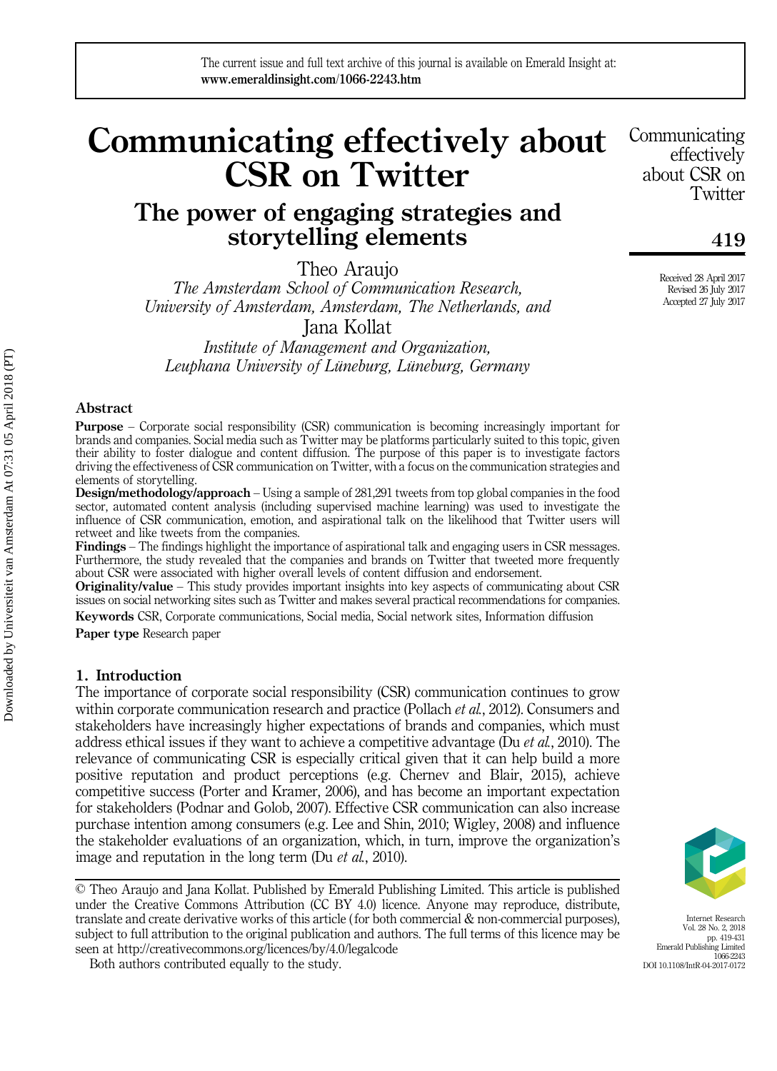# Communicating effectively about CSR on Twitter

## The power of engaging strategies and storytelling elements

Theo Araujo

*The Amsterdam School of Communication Research, University of Amsterdam, Amsterdam, The Netherlands, and*

Jana Kollat

*Institute of Management and Organization, Leuphana University of Lüneburg, Lüneburg, Germany*

Received 28 April 2017
Revised 26 July 2017
Accepted 27 July 2017

### Abstract

**Purpose** – Corporate social responsibility (CSR) communication is becoming increasingly important for brands and companies. Social media such as Twitter may be platforms particularly suited to this topic, given their ability to foster dialogue and content diffusion. The purpose of this paper is to investigate factors driving the effectiveness of CSR communication on Twitter, with a focus on the communication strategies and elements of storytelling.

**Design/methodology/approach** – Using a sample of 281,291 tweets from top global companies in the food sector, automated content analysis (including supervised machine learning) was used to investigate the influence of CSR communication, emotion, and aspirational talk on the likelihood that Twitter users will retweet and like tweets from the companies.

**Findings** – The findings highlight the importance of aspirational talk and engaging users in CSR messages. Furthermore, the study revealed that the companies and brands on Twitter that tweeted more frequently about CSR were associated with higher overall levels of content diffusion and endorsement.

**Originality/value** – This study provides important insights into key aspects of communicating about CSR issues on social networking sites such as Twitter and makes several practical recommendations for companies.

**Keywords** CSR, Corporate communications, Social media, Social network sites, Information diffusion

**Paper type** Research paper

## 1. Introduction

The importance of corporate social responsibility (CSR) communication continues to grow within corporate communication research and practice (Pollach *et al.*, 2012). Consumers and stakeholders have increasingly higher expectations of brands and companies, which must address ethical issues if they want to achieve a competitive advantage (Du *et al.*, 2010). The relevance of communicating CSR is especially critical given that it can help build a more positive reputation and product perceptions (e.g. Chernev and Blair, 2015), achieve competitive success (Porter and Kramer, 2006), and has become an important expectation for stakeholders (Podnar and Golob, 2007). Effective CSR communication can also increase purchase intention among consumers (e.g. Lee and Shin, 2010; Wigley, 2008) and influence the stakeholder evaluations of an organization, which, in turn, improve the organization's image and reputation in the long term (Du *et al.*, 2010).

© Theo Araujo and Jana Kollat. Published by Emerald Publishing Limited. This article is published under the Creative Commons Attribution (CC BY 4.0) licence. Anyone may reproduce, distribute, translate and create derivative works of this article (for both commercial & non-commercial purposes), subject to full attribution to the original publication and authors. The full terms of this licence may be seen at http://creativecommons.org/licences/by/4.0/legalcode

Both authors contributed equally to the study.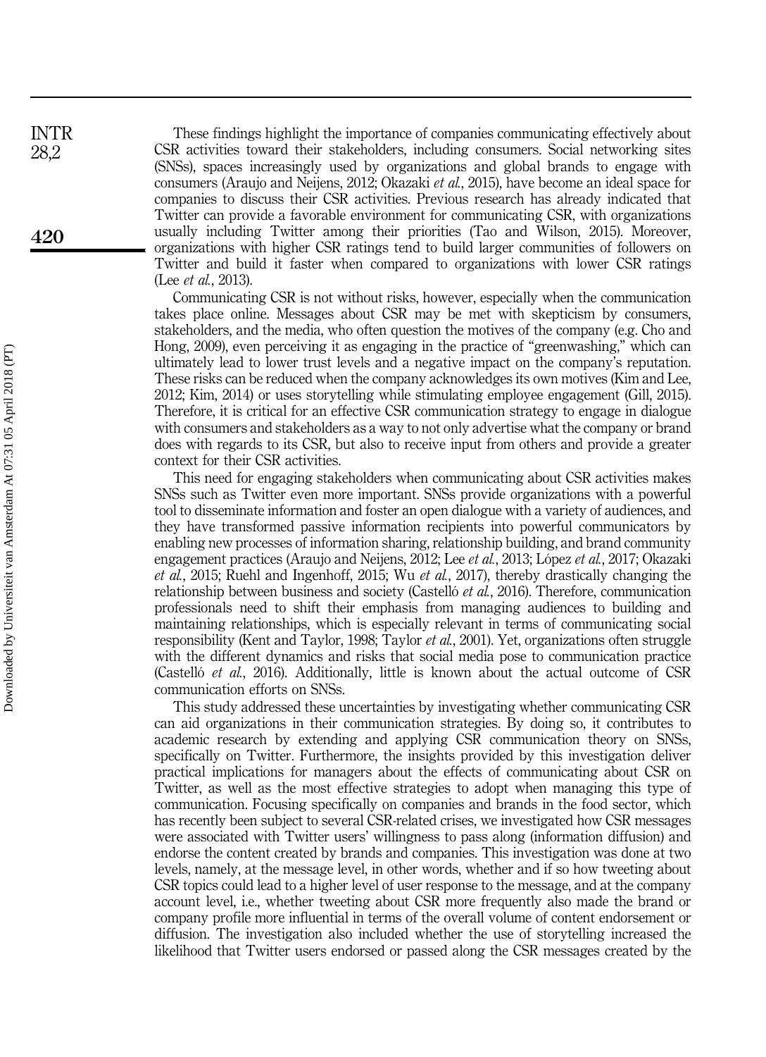These findings highlight the importance of companies communicating effectively about CSR activities toward their stakeholders, including consumers. Social networking sites (SNSs), spaces increasingly used by organizations and global brands to engage with consumers (Araujo and Neijens, 2012; Okazaki *et al.*, 2015), have become an ideal space for companies to discuss their CSR activities. Previous research has already indicated that Twitter can provide a favorable environment for communicating CSR, with organizations usually including Twitter among their priorities (Tao and Wilson, 2015). Moreover, organizations with higher CSR ratings tend to build larger communities of followers on Twitter and build it faster when compared to organizations with lower CSR ratings (Lee *et al.*, 2013).

Communicating CSR is not without risks, however, especially when the communication takes place online. Messages about CSR may be met with skepticism by consumers, stakeholders, and the media, who often question the motives of the company (e.g. Cho and Hong, 2009), even perceiving it as engaging in the practice of "greenwashing," which can ultimately lead to lower trust levels and a negative impact on the company's reputation. These risks can be reduced when the company acknowledges its own motives (Kim and Lee, 2012; Kim, 2014) or uses storytelling while stimulating employee engagement (Gill, 2015). Therefore, it is critical for an effective CSR communication strategy to engage in dialogue with consumers and stakeholders as a way to not only advertise what the company or brand does with regards to its CSR, but also to receive input from others and provide a greater context for their CSR activities.

This need for engaging stakeholders when communicating about CSR activities makes SNSs such as Twitter even more important. SNSs provide organizations with a powerful tool to disseminate information and foster an open dialogue with a variety of audiences, and they have transformed passive information recipients into powerful communicators by enabling new processes of information sharing, relationship building, and brand community engagement practices (Araujo and Neijens, 2012; Lee *et al.*, 2013; López *et al.*, 2017; Okazaki *et al.*, 2015; Ruehl and Ingenhoff, 2015; Wu *et al.*, 2017), thereby drastically changing the relationship between business and society (Castelló *et al.*, 2016). Therefore, communication professionals need to shift their emphasis from managing audiences to building and maintaining relationships, which is especially relevant in terms of communicating social responsibility (Kent and Taylor, 1998; Taylor *et al.*, 2001). Yet, organizations often struggle with the different dynamics and risks that social media pose to communication practice (Castelló *et al.*, 2016). Additionally, little is known about the actual outcome of CSR communication efforts on SNSs.

This study addressed these uncertainties by investigating whether communicating CSR can aid organizations in their communication strategies. By doing so, it contributes to academic research by extending and applying CSR communication theory on SNSs, specifically on Twitter. Furthermore, the insights provided by this investigation deliver practical implications for managers about the effects of communicating about CSR on Twitter, as well as the most effective strategies to adopt when managing this type of communication. Focusing specifically on companies and brands in the food sector, which has recently been subject to several CSR-related crises, we investigated how CSR messages were associated with Twitter users' willingness to pass along (information diffusion) and endorse the content created by brands and companies. This investigation was done at two levels, namely, at the message level, in other words, whether and if so how tweeting about CSR topics could lead to a higher level of user response to the message, and at the company account level, i.e., whether tweeting about CSR more frequently also made the brand or company profile more influential in terms of the overall volume of content endorsement or diffusion. The investigation also included whether the use of storytelling increased the likelihood that Twitter users endorsed or passed along the CSR messages created by the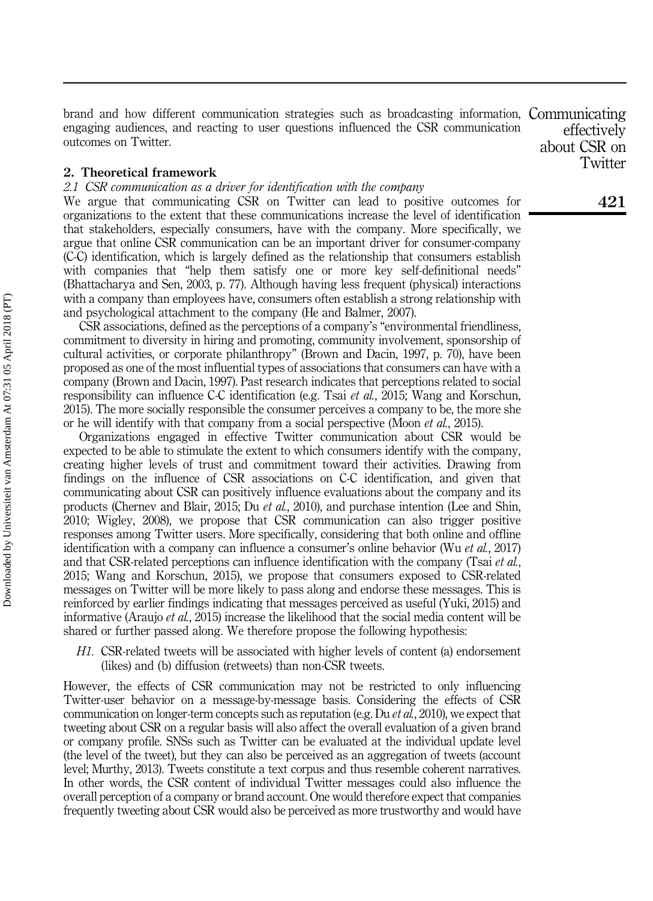brand and how different communication strategies such as broadcasting information, engaging audiences, and reacting to user questions influenced the CSR communication outcomes on Twitter.

## 2. Theoretical framework

### 2.1 CSR communication as a driver for identification with the company

We argue that communicating CSR on Twitter can lead to positive outcomes for organizations to the extent that these communications increase the level of identification that stakeholders, especially consumers, have with the company. More specifically, we argue that online CSR communication can be an important driver for consumer-company (C-C) identification, which is largely defined as the relationship that consumers establish with companies that "help them satisfy one or more key self-definitional needs" (Bhattacharya and Sen, 2003, p. 77). Although having less frequent (physical) interactions with a company than employees have, consumers often establish a strong relationship with and psychological attachment to the company (He and Balmer, 2007).

CSR associations, defined as the perceptions of a company's "environmental friendliness, commitment to diversity in hiring and promoting, community involvement, sponsorship of cultural activities, or corporate philanthropy" (Brown and Dacin, 1997, p. 70), have been proposed as one of the most influential types of associations that consumers can have with a company (Brown and Dacin, 1997). Past research indicates that perceptions related to social responsibility can influence C-C identification (e.g. Tsai *et al.*, 2015; Wang and Korschun, 2015). The more socially responsible the consumer perceives a company to be, the more she or he will identify with that company from a social perspective (Moon *et al.*, 2015).

Organizations engaged in effective Twitter communication about CSR would be expected to be able to stimulate the extent to which consumers identify with the company, creating higher levels of trust and commitment toward their activities. Drawing from findings on the influence of CSR associations on C-C identification, and given that communicating about CSR can positively influence evaluations about the company and its products (Chernev and Blair, 2015; Du *et al.*, 2010), and purchase intention (Lee and Shin, 2010; Wigley, 2008), we propose that CSR communication can also trigger positive responses among Twitter users. More specifically, considering that both online and offline identification with a company can influence a consumer's online behavior (Wu *et al.*, 2017) and that CSR-related perceptions can influence identification with the company (Tsai *et al.*, 2015; Wang and Korschun, 2015), we propose that consumers exposed to CSR-related messages on Twitter will be more likely to pass along and endorse these messages. This is reinforced by earlier findings indicating that messages perceived as useful (Yuki, 2015) and informative (Araujo *et al.*, 2015) increase the likelihood that the social media content will be shared or further passed along. We therefore propose the following hypothesis:

> *H1.* CSR-related tweets will be associated with higher levels of content (a) endorsement (likes) and (b) diffusion (retweets) than non-CSR tweets.

However, the effects of CSR communication may not be restricted to only influencing Twitter-user behavior on a message-by-message basis. Considering the effects of CSR communication on longer-term concepts such as reputation (e.g. Du *et al.*, 2010), we expect that tweeting about CSR on a regular basis will also affect the overall evaluation of a given brand or company profile. SNSs such as Twitter can be evaluated at the individual update level (the level of the tweet), but they can also be perceived as an aggregation of tweets (account level; Murthy, 2013). Tweets constitute a text corpus and thus resemble coherent narratives. In other words, the CSR content of individual Twitter messages could also influence the overall perception of a company or brand account. One would therefore expect that companies frequently tweeting about CSR would also be perceived as more trustworthy and would have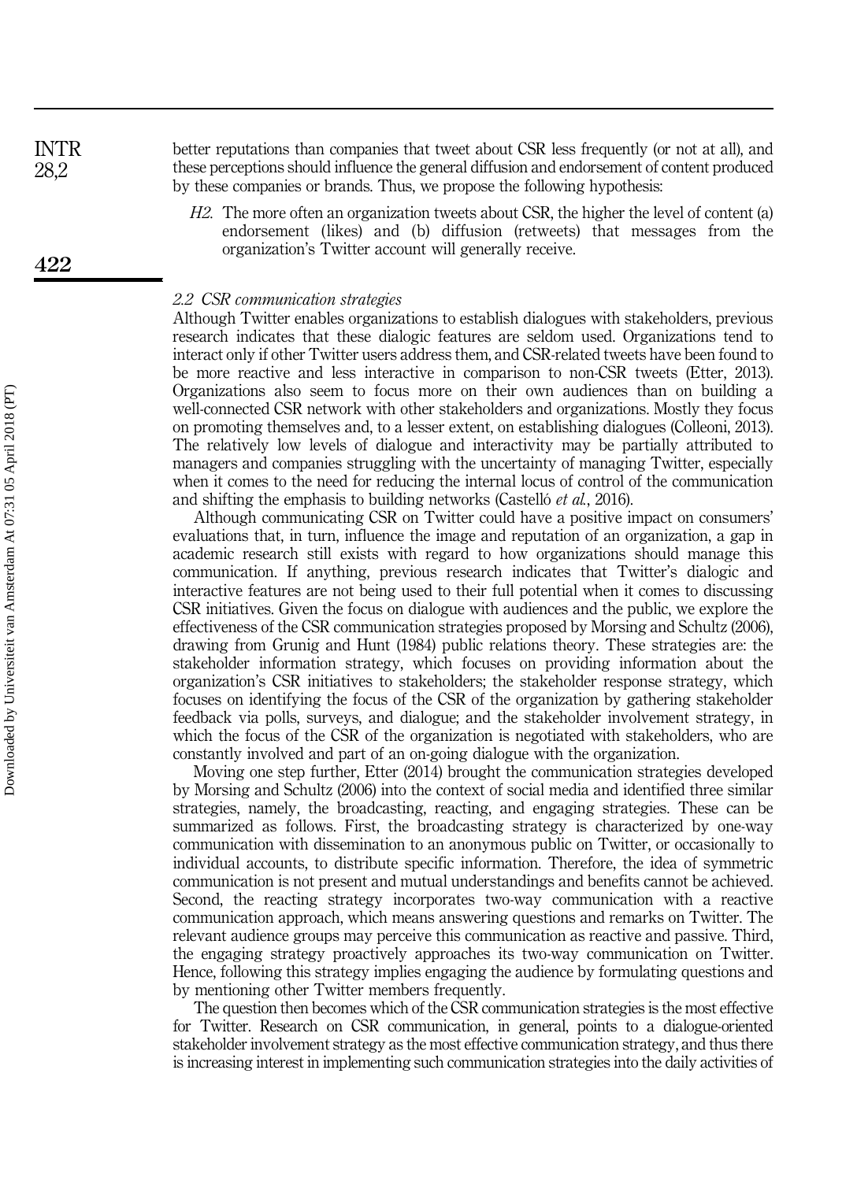better reputations than companies that tweet about CSR less frequently (or not at all), and these perceptions should influence the general diffusion and endorsement of content produced by these companies or brands. Thus, we propose the following hypothesis:

> *H2.* The more often an organization tweets about CSR, the higher the level of content (a) endorsement (likes) and (b) diffusion (retweets) that messages from the organization's Twitter account will generally receive.

### *2.2 CSR communication strategies*

Although Twitter enables organizations to establish dialogues with stakeholders, previous research indicates that these dialogic features are seldom used. Organizations tend to interact only if other Twitter users address them, and CSR-related tweets have been found to be more reactive and less interactive in comparison to non-CSR tweets (Etter, 2013). Organizations also seem to focus more on their own audiences than on building a well-connected CSR network with other stakeholders and organizations. Mostly they focus on promoting themselves and, to a lesser extent, on establishing dialogues (Colleoni, 2013). The relatively low levels of dialogue and interactivity may be partially attributed to managers and companies struggling with the uncertainty of managing Twitter, especially when it comes to the need for reducing the internal locus of control of the communication and shifting the emphasis to building networks (Castelló *et al.*, 2016).

Although communicating CSR on Twitter could have a positive impact on consumers' evaluations that, in turn, influence the image and reputation of an organization, a gap in academic research still exists with regard to how organizations should manage this communication. If anything, previous research indicates that Twitter's dialogic and interactive features are not being used to their full potential when it comes to discussing CSR initiatives. Given the focus on dialogue with audiences and the public, we explore the effectiveness of the CSR communication strategies proposed by Morsing and Schultz (2006), drawing from Grunig and Hunt (1984) public relations theory. These strategies are: the stakeholder information strategy, which focuses on providing information about the organization's CSR initiatives to stakeholders; the stakeholder response strategy, which focuses on identifying the focus of the CSR of the organization by gathering stakeholder feedback via polls, surveys, and dialogue; and the stakeholder involvement strategy, in which the focus of the CSR of the organization is negotiated with stakeholders, who are constantly involved and part of an on-going dialogue with the organization.

Moving one step further, Etter (2014) brought the communication strategies developed by Morsing and Schultz (2006) into the context of social media and identified three similar strategies, namely, the broadcasting, reacting, and engaging strategies. These can be summarized as follows. First, the broadcasting strategy is characterized by one-way communication with dissemination to an anonymous public on Twitter, or occasionally to individual accounts, to distribute specific information. Therefore, the idea of symmetric communication is not present and mutual understandings and benefits cannot be achieved. Second, the reacting strategy incorporates two-way communication with a reactive communication approach, which means answering questions and remarks on Twitter. The relevant audience groups may perceive this communication as reactive and passive. Third, the engaging strategy proactively approaches its two-way communication on Twitter. Hence, following this strategy implies engaging the audience by formulating questions and by mentioning other Twitter members frequently.

The question then becomes which of the CSR communication strategies is the most effective for Twitter. Research on CSR communication, in general, points to a dialogue-oriented stakeholder involvement strategy as the most effective communication strategy, and thus there is increasing interest in implementing such communication strategies into the daily activities of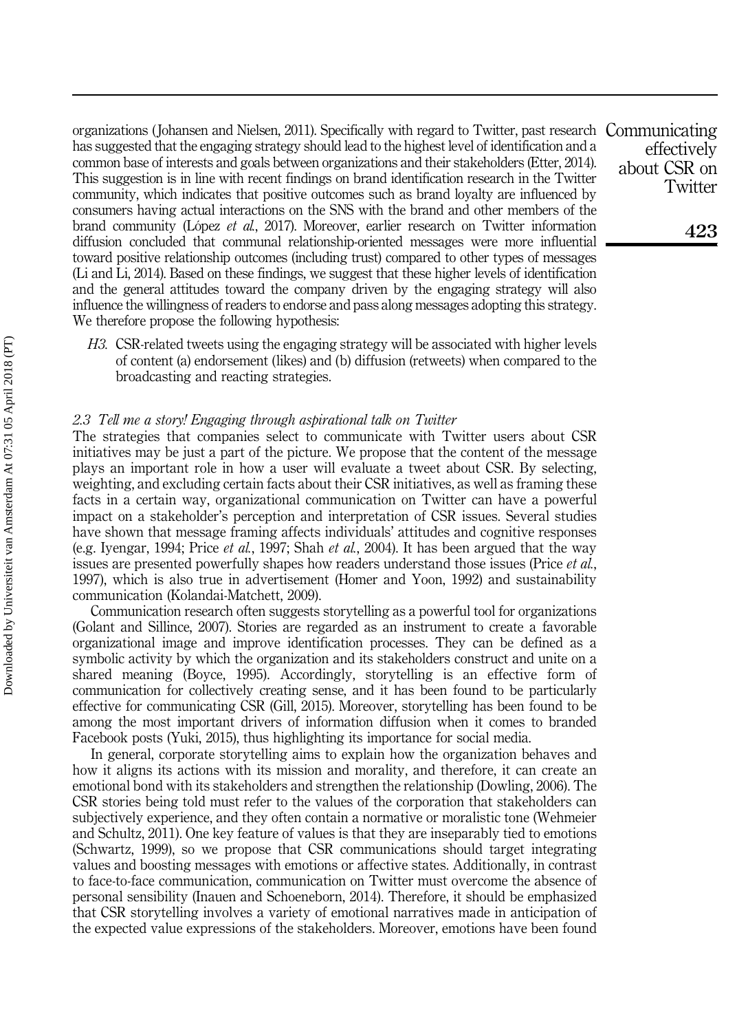organizations (Johansen and Nielsen, 2011). Specifically with regard to Twitter, past research has suggested that the engaging strategy should lead to the highest level of identification and a common base of interests and goals between organizations and their stakeholders (Etter, 2014). This suggestion is in line with recent findings on brand identification research in the Twitter community, which indicates that positive outcomes such as brand loyalty are influenced by consumers having actual interactions on the SNS with the brand and other members of the brand community (López *et al.*, 2017). Moreover, earlier research on Twitter information diffusion concluded that communal relationship-oriented messages were more influential toward positive relationship outcomes (including trust) compared to other types of messages (Li and Li, 2014). Based on these findings, we suggest that these higher levels of identification and the general attitudes toward the company driven by the engaging strategy will also influence the willingness of readers to endorse and pass along messages adopting this strategy. We therefore propose the following hypothesis:

> *H3.* CSR-related tweets using the engaging strategy will be associated with higher levels of content (a) endorsement (likes) and (b) diffusion (retweets) when compared to the broadcasting and reacting strategies.

### *2.3 Tell me a story! Engaging through aspirational talk on Twitter*

The strategies that companies select to communicate with Twitter users about CSR initiatives may be just a part of the picture. We propose that the content of the message plays an important role in how a user will evaluate a tweet about CSR. By selecting, weighting, and excluding certain facts about their CSR initiatives, as well as framing these facts in a certain way, organizational communication on Twitter can have a powerful impact on a stakeholder's perception and interpretation of CSR issues. Several studies have shown that message framing affects individuals' attitudes and cognitive responses (e.g. Iyengar, 1994; Price *et al.*, 1997; Shah *et al.*, 2004). It has been argued that the way issues are presented powerfully shapes how readers understand those issues (Price *et al.*, 1997), which is also true in advertisement (Homer and Yoon, 1992) and sustainability communication (Kolandai-Matchett, 2009).

Communication research often suggests storytelling as a powerful tool for organizations (Golant and Sillince, 2007). Stories are regarded as an instrument to create a favorable organizational image and improve identification processes. They can be defined as a symbolic activity by which the organization and its stakeholders construct and unite on a shared meaning (Boyce, 1995). Accordingly, storytelling is an effective form of communication for collectively creating sense, and it has been found to be particularly effective for communicating CSR (Gill, 2015). Moreover, storytelling has been found to be among the most important drivers of information diffusion when it comes to branded Facebook posts (Yuki, 2015), thus highlighting its importance for social media.

In general, corporate storytelling aims to explain how the organization behaves and how it aligns its actions with its mission and morality, and therefore, it can create an emotional bond with its stakeholders and strengthen the relationship (Dowling, 2006). The CSR stories being told must refer to the values of the corporation that stakeholders can subjectively experience, and they often contain a normative or moralistic tone (Wehmeier and Schultz, 2011). One key feature of values is that they are inseparably tied to emotions (Schwartz, 1999), so we propose that CSR communications should target integrating values and boosting messages with emotions or affective states. Additionally, in contrast to face-to-face communication, communication on Twitter must overcome the absence of personal sensibility (Inauen and Schoeneborn, 2014). Therefore, it should be emphasized that CSR storytelling involves a variety of emotional narratives made in anticipation of the expected value expressions of the stakeholders. Moreover, emotions have been found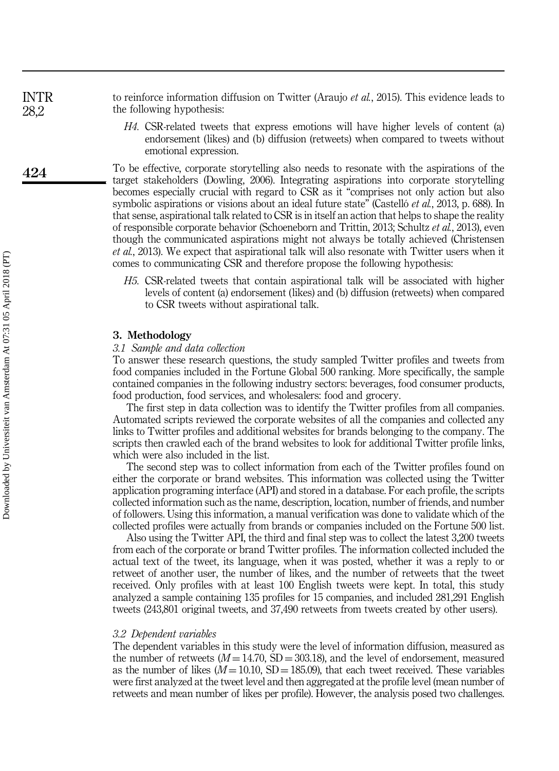to reinforce information diffusion on Twitter (Araujo *et al.*, 2015). This evidence leads to the following hypothesis:

> *H4*. CSR-related tweets that express emotions will have higher levels of content (a) endorsement (likes) and (b) diffusion (retweets) when compared to tweets without emotional expression.

To be effective, corporate storytelling also needs to resonate with the aspirations of the target stakeholders (Dowling, 2006). Integrating aspirations into corporate storytelling becomes especially crucial with regard to CSR as it "comprises not only action but also symbolic aspirations or visions about an ideal future state" (Castelló *et al.*, 2013, p. 688). In that sense, aspirational talk related to CSR is in itself an action that helps to shape the reality of responsible corporate behavior (Schoeneborn and Trittin, 2013; Schultz *et al.*, 2013), even though the communicated aspirations might not always be totally achieved (Christensen *et al.*, 2013). We expect that aspirational talk will also resonate with Twitter users when it comes to communicating CSR and therefore propose the following hypothesis:

> *H5*. CSR-related tweets that contain aspirational talk will be associated with higher levels of content (a) endorsement (likes) and (b) diffusion (retweets) when compared to CSR tweets without aspirational talk.

## 3. Methodology

### *3.1 Sample and data collection*

To answer these research questions, the study sampled Twitter profiles and tweets from food companies included in the Fortune Global 500 ranking. More specifically, the sample contained companies in the following industry sectors: beverages, food consumer products, food production, food services, and wholesalers: food and grocery.

The first step in data collection was to identify the Twitter profiles from all companies. Automated scripts reviewed the corporate websites of all the companies and collected any links to Twitter profiles and additional websites for brands belonging to the company. The scripts then crawled each of the brand websites to look for additional Twitter profile links, which were also included in the list.

The second step was to collect information from each of the Twitter profiles found on either the corporate or brand websites. This information was collected using the Twitter application programing interface (API) and stored in a database. For each profile, the scripts collected information such as the name, description, location, number of friends, and number of followers. Using this information, a manual verification was done to validate which of the collected profiles were actually from brands or companies included on the Fortune 500 list.

Also using the Twitter API, the third and final step was to collect the latest 3,200 tweets from each of the corporate or brand Twitter profiles. The information collected included the actual text of the tweet, its language, when it was posted, whether it was a reply to or retweet of another user, the number of likes, and the number of retweets that the tweet received. Only profiles with at least 100 English tweets were kept. In total, this study analyzed a sample containing 135 profiles for 15 companies, and included 281,291 English tweets (243,801 original tweets, and 37,490 retweets from tweets created by other users).

### *3.2 Dependent variables*

The dependent variables in this study were the level of information diffusion, measured as the number of retweets ($M = 14.70$, $SD = 303.18$), and the level of endorsement, measured as the number of likes ($M = 10.10$, $SD = 185.09$), that each tweet received. These variables were first analyzed at the tweet level and then aggregated at the profile level (mean number of retweets and mean number of likes per profile). However, the analysis posed two challenges.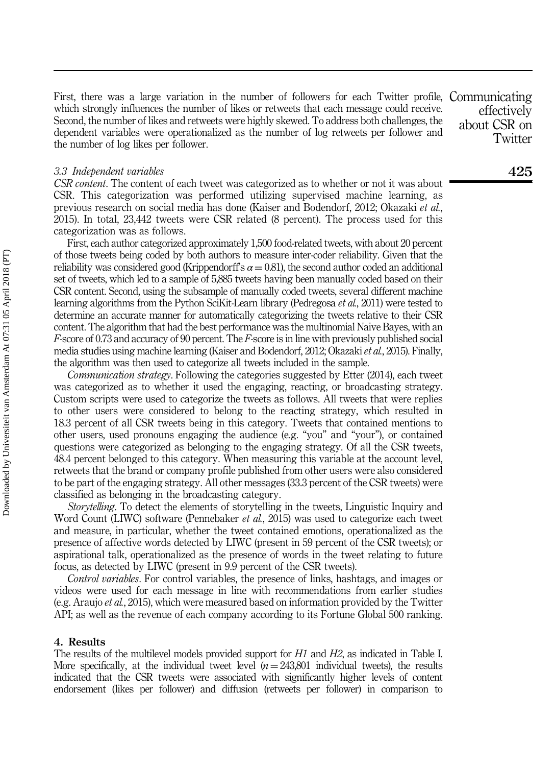First, there was a large variation in the number of followers for each Twitter profile, which strongly influences the number of likes or retweets that each message could receive. Second, the number of likes and retweets were highly skewed. To address both challenges, the dependent variables were operationalized as the number of log retweets per follower and the number of log likes per follower.

### *3.3 Independent variables*

*CSR content*. The content of each tweet was categorized as to whether or not it was about CSR. This categorization was performed utilizing supervised machine learning, as previous research on social media has done (Kaiser and Bodendorf, 2012; Okazaki *et al.*, 2015). In total, 23,442 tweets were CSR related (8 percent). The process used for this categorization was as follows.

First, each author categorized approximately 1,500 food-related tweets, with about 20 percent of those tweets being coded by both authors to measure inter-coder reliability. Given that the reliability was considered good (Krippendorff's $\alpha = 0.81$), the second author coded an additional set of tweets, which led to a sample of 5,885 tweets having been manually coded based on their CSR content. Second, using the subsample of manually coded tweets, several different machine learning algorithms from the Python SciKit-Learn library (Pedregosa *et al.*, 2011) were tested to determine an accurate manner for automatically categorizing the tweets relative to their CSR content. The algorithm that had the best performance was the multinomial Naive Bayes, with an *F*-score of 0.73 and accuracy of 90 percent. The *F*-score is in line with previously published social media studies using machine learning (Kaiser and Bodendorf, 2012; Okazaki *et al.*, 2015). Finally, the algorithm was then used to categorize all tweets included in the sample.

*Communication strategy*. Following the categories suggested by Etter (2014), each tweet was categorized as to whether it used the engaging, reacting, or broadcasting strategy. Custom scripts were used to categorize the tweets as follows. All tweets that were replies to other users were considered to belong to the reacting strategy, which resulted in 18.3 percent of all CSR tweets being in this category. Tweets that contained mentions to other users, used pronouns engaging the audience (e.g. "you" and "your"), or contained questions were categorized as belonging to the engaging strategy. Of all the CSR tweets, 48.4 percent belonged to this category. When measuring this variable at the account level, retweets that the brand or company profile published from other users were also considered to be part of the engaging strategy. All other messages (33.3 percent of the CSR tweets) were classified as belonging in the broadcasting category.

*Storytelling*. To detect the elements of storytelling in the tweets, Linguistic Inquiry and Word Count (LIWC) software (Pennebaker *et al.*, 2015) was used to categorize each tweet and measure, in particular, whether the tweet contained emotions, operationalized as the presence of affective words detected by LIWC (present in 59 percent of the CSR tweets); or aspirational talk, operationalized as the presence of words in the tweet relating to future focus, as detected by LIWC (present in 9.9 percent of the CSR tweets).

*Control variables*. For control variables, the presence of links, hashtags, and images or videos were used for each message in line with recommendations from earlier studies (e.g. Araujo *et al.*, 2015), which were measured based on information provided by the Twitter API; as well as the revenue of each company according to its Fortune Global 500 ranking.

## 4. Results

The results of the multilevel models provided support for *H1* and *H2*, as indicated in Table I. More specifically, at the individual tweet level ($n = 243{,}801$ individual tweets), the results indicated that the CSR tweets were associated with significantly higher levels of content endorsement (likes per follower) and diffusion (retweets per follower) in comparison to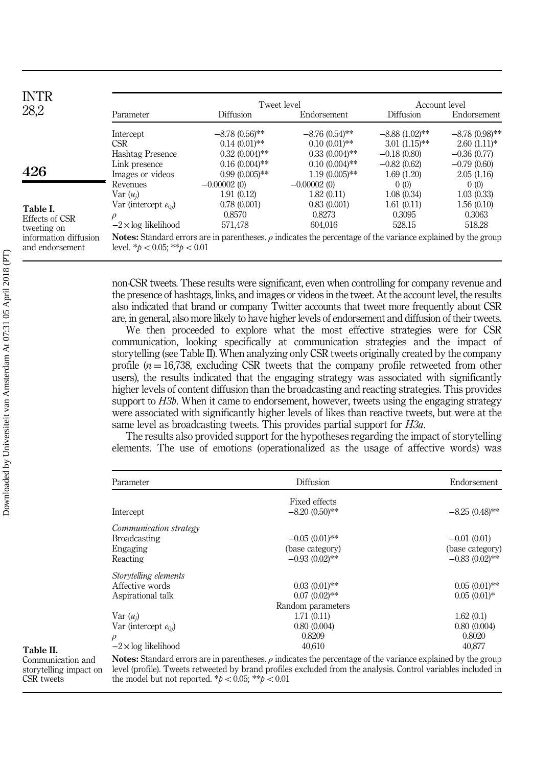Table I. Effects of CSR tweeting on information diffusion and endorsement

| Parameter | Tweet level | | Account level | |
|---|---|---|---|---|
| | Diffusion | Endorsement | Diffusion | Endorsement |
| Intercept | −8.78 (0.56)** | −8.76 (0.54)** | −8.88 (1.02)** | −8.78 (0.98)** |
| CSR | 0.14 (0.01)** | 0.10 (0.01)** | 3.01 (1.15)** | 2.60 (1.11)* |
| Hashtag Presence | 0.32 (0.004)** | 0.33 (0.004)** | −0.18 (0.80) | −0.36 (0.77) |
| Link presence | 0.16 (0.004)** | 0.10 (0.004)** | −0.82 (0.62) | −0.79 (0.60) |
| Images or videos | 0.99 (0.005)** | 1.19 (0.005)** | 1.69 (1.20) | 2.05 (1.16) |
| Revenues | −0.00002 (0) | −0.00002 (0) | 0 (0) | 0 (0) |
| Var ($u_j$) | 1.91 (0.12) | 1.82 (0.11) | 1.08 (0.34) | 1.03 (0.33) |
| Var (intercept $e_{0j}$) | 0.78 (0.001) | 0.83 (0.001) | 1.61 (0.11) | 1.56 (0.10) |
| $\rho$ | 0.8570 | 0.8273 | 0.3095 | 0.3063 |
| $-2\times$log likelihood | 571,478 | 604,016 | 528.15 | 518.28 |

**Notes:** Standard errors are in parentheses. $\rho$ indicates the percentage of the variance explained by the group level. *$p < 0.05$; **$p < 0.01$

non-CSR tweets. These results were significant, even when controlling for company revenue and the presence of hashtags, links, and images or videos in the tweet. At the account level, the results also indicated that brand or company Twitter accounts that tweet more frequently about CSR are, in general, also more likely to have higher levels of endorsement and diffusion of their tweets.

We then proceeded to explore what the most effective strategies were for CSR communication, looking specifically at communication strategies and the impact of storytelling (see Table II). When analyzing only CSR tweets originally created by the company profile ($n = 16{,}738$, excluding CSR tweets that the company profile retweeted from other users), the results indicated that the engaging strategy was associated with significantly higher levels of content diffusion than the broadcasting and reacting strategies. This provides support to *H3b*. When it came to endorsement, however, tweets using the engaging strategy were associated with significantly higher levels of likes than reactive tweets, but were at the same level as broadcasting tweets. This provides partial support for *H3a*.

The results also provided support for the hypotheses regarding the impact of storytelling elements. The use of emotions (operationalized as the usage of affective words) was

Table II. Communication and storytelling impact on CSR tweets

| Parameter | Diffusion | Endorsement |
|---|---|---|
| | *Fixed effects* | |
| Intercept | −8.20 (0.50)** | −8.25 (0.48)** |
| *Communication strategy* | | |
| Broadcasting | −0.05 (0.01)** | −0.01 (0.01) |
| Engaging | (base category) | (base category) |
| Reacting | −0.93 (0.02)** | −0.83 (0.02)** |
| *Storytelling elements* | | |
| Affective words | 0.03 (0.01)** | 0.05 (0.01)** |
| Aspirational talk | 0.07 (0.02)** | 0.05 (0.01)* |
| | *Random parameters* | |
| Var ($u_j$) | 1.71 (0.11) | 1.62 (0.1) |
| Var (intercept $e_{0j}$) | 0.80 (0.004) | 0.80 (0.004) |
| $\rho$ | 0.8209 | 0.8020 |
| $-2\times$log likelihood | 40,610 | 40,877 |

**Notes:** Standard errors are in parentheses. $\rho$ indicates the percentage of the variance explained by the group level (profile). Tweets retweeted by brand profiles excluded from the analysis. Control variables included in the model but not reported. *$p < 0.05$; **$p < 0.01$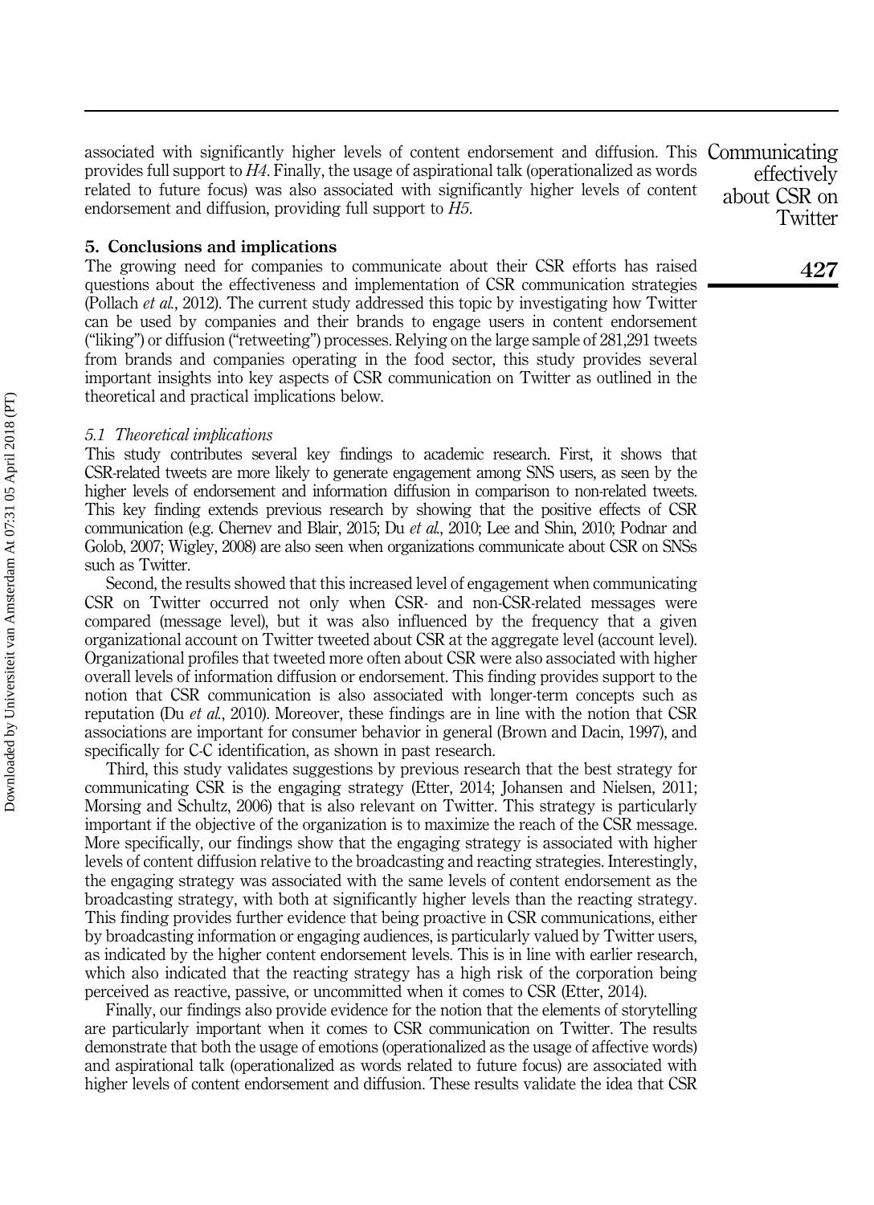associated with significantly higher levels of content endorsement and diffusion. This provides full support to *H4*. Finally, the usage of aspirational talk (operationalized as words related to future focus) was also associated with significantly higher levels of content endorsement and diffusion, providing full support to *H5*.

## 5. Conclusions and implications

The growing need for companies to communicate about their CSR efforts has raised questions about the effectiveness and implementation of CSR communication strategies (Pollach *et al.*, 2012). The current study addressed this topic by investigating how Twitter can be used by companies and their brands to engage users in content endorsement ("liking") or diffusion ("retweeting") processes. Relying on the large sample of 281,291 tweets from brands and companies operating in the food sector, this study provides several important insights into key aspects of CSR communication on Twitter as outlined in the theoretical and practical implications below.

### *5.1 Theoretical implications*

This study contributes several key findings to academic research. First, it shows that CSR-related tweets are more likely to generate engagement among SNS users, as seen by the higher levels of endorsement and information diffusion in comparison to non-related tweets. This key finding extends previous research by showing that the positive effects of CSR communication (e.g. Chernev and Blair, 2015; Du *et al.*, 2010; Lee and Shin, 2010; Podnar and Golob, 2007; Wigley, 2008) are also seen when organizations communicate about CSR on SNSs such as Twitter.

Second, the results showed that this increased level of engagement when communicating CSR on Twitter occurred not only when CSR- and non-CSR-related messages were compared (message level), but it was also influenced by the frequency that a given organizational account on Twitter tweeted about CSR at the aggregate level (account level). Organizational profiles that tweeted more often about CSR were also associated with higher overall levels of information diffusion or endorsement. This finding provides support to the notion that CSR communication is also associated with longer-term concepts such as reputation (Du *et al.*, 2010). Moreover, these findings are in line with the notion that CSR associations are important for consumer behavior in general (Brown and Dacin, 1997), and specifically for C-C identification, as shown in past research.

Third, this study validates suggestions by previous research that the best strategy for communicating CSR is the engaging strategy (Etter, 2014; Johansen and Nielsen, 2011; Morsing and Schultz, 2006) that is also relevant on Twitter. This strategy is particularly important if the objective of the organization is to maximize the reach of the CSR message. More specifically, our findings show that the engaging strategy is associated with higher levels of content diffusion relative to the broadcasting and reacting strategies. Interestingly, the engaging strategy was associated with the same levels of content endorsement as the broadcasting strategy, with both at significantly higher levels than the reacting strategy. This finding provides further evidence that being proactive in CSR communications, either by broadcasting information or engaging audiences, is particularly valued by Twitter users, as indicated by the higher content endorsement levels. This is in line with earlier research, which also indicated that the reacting strategy has a high risk of the corporation being perceived as reactive, passive, or uncommitted when it comes to CSR (Etter, 2014).

Finally, our findings also provide evidence for the notion that the elements of storytelling are particularly important when it comes to CSR communication on Twitter. The results demonstrate that both the usage of emotions (operationalized as the usage of affective words) and aspirational talk (operationalized as words related to future focus) are associated with higher levels of content endorsement and diffusion. These results validate the idea that CSR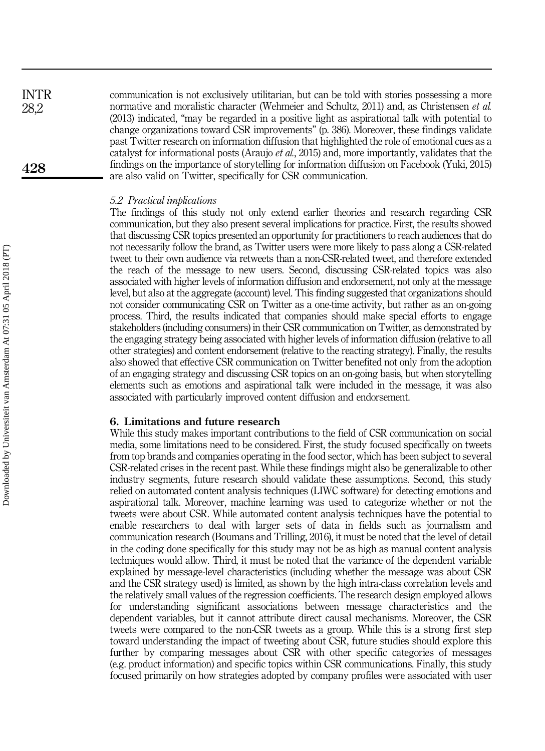communication is not exclusively utilitarian, but can be told with stories possessing a more normative and moralistic character (Wehmeier and Schultz, 2011) and, as Christensen *et al.* (2013) indicated, "may be regarded in a positive light as aspirational talk with potential to change organizations toward CSR improvements" (p. 386). Moreover, these findings validate past Twitter research on information diffusion that highlighted the role of emotional cues as a catalyst for informational posts (Araujo *et al.*, 2015) and, more importantly, validates that the findings on the importance of storytelling for information diffusion on Facebook (Yuki, 2015) are also valid on Twitter, specifically for CSR communication.

### *5.2 Practical implications*

The findings of this study not only extend earlier theories and research regarding CSR communication, but they also present several implications for practice. First, the results showed that discussing CSR topics presented an opportunity for practitioners to reach audiences that do not necessarily follow the brand, as Twitter users were more likely to pass along a CSR-related tweet to their own audience via retweets than a non-CSR-related tweet, and therefore extended the reach of the message to new users. Second, discussing CSR-related topics was also associated with higher levels of information diffusion and endorsement, not only at the message level, but also at the aggregate (account) level. This finding suggested that organizations should not consider communicating CSR on Twitter as a one-time activity, but rather as an on-going process. Third, the results indicated that companies should make special efforts to engage stakeholders (including consumers) in their CSR communication on Twitter, as demonstrated by the engaging strategy being associated with higher levels of information diffusion (relative to all other strategies) and content endorsement (relative to the reacting strategy). Finally, the results also showed that effective CSR communication on Twitter benefited not only from the adoption of an engaging strategy and discussing CSR topics on an on-going basis, but when storytelling elements such as emotions and aspirational talk were included in the message, it was also associated with particularly improved content diffusion and endorsement.

## 6. Limitations and future research

While this study makes important contributions to the field of CSR communication on social media, some limitations need to be considered. First, the study focused specifically on tweets from top brands and companies operating in the food sector, which has been subject to several CSR-related crises in the recent past. While these findings might also be generalizable to other industry segments, future research should validate these assumptions. Second, this study relied on automated content analysis techniques (LIWC software) for detecting emotions and aspirational talk. Moreover, machine learning was used to categorize whether or not the tweets were about CSR. While automated content analysis techniques have the potential to enable researchers to deal with larger sets of data in fields such as journalism and communication research (Boumans and Trilling, 2016), it must be noted that the level of detail in the coding done specifically for this study may not be as high as manual content analysis techniques would allow. Third, it must be noted that the variance of the dependent variable explained by message-level characteristics (including whether the message was about CSR and the CSR strategy used) is limited, as shown by the high intra-class correlation levels and the relatively small values of the regression coefficients. The research design employed allows for understanding significant associations between message characteristics and the dependent variables, but it cannot attribute direct causal mechanisms. Moreover, the CSR tweets were compared to the non-CSR tweets as a group. While this is a strong first step toward understanding the impact of tweeting about CSR, future studies should explore this further by comparing messages about CSR with other specific categories of messages (e.g. product information) and specific topics within CSR communications. Finally, this study focused primarily on how strategies adopted by company profiles were associated with user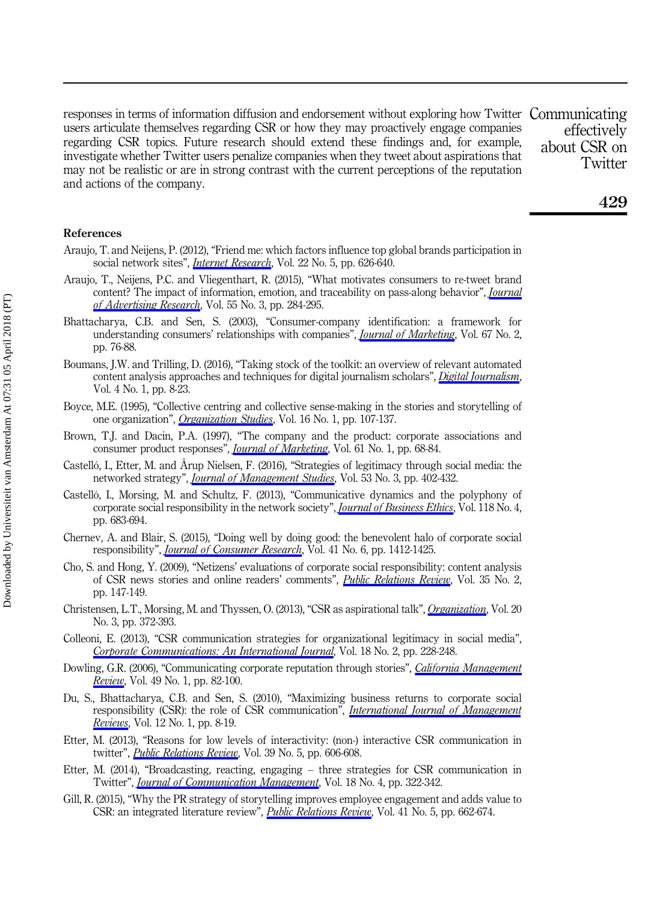responses in terms of information diffusion and endorsement without exploring how Twitter users articulate themselves regarding CSR or how they may proactively engage companies regarding CSR topics. Future research should extend these findings and, for example, investigate whether Twitter users penalize companies when they tweet about aspirations that may not be realistic or are in strong contrast with the current perceptions of the reputation and actions of the company.

## References

Araujo, T. and Neijens, P. (2012), "Friend me: which factors influence top global brands participation in social network sites", *Internet Research*, Vol. 22 No. 5, pp. 626-640.

Araujo, T., Neijens, P.C. and Vliegenthart, R. (2015), "What motivates consumers to re-tweet brand content? The impact of information, emotion, and traceability on pass-along behavior", *Journal of Advertising Research*, Vol. 55 No. 3, pp. 284-295.

Bhattacharya, C.B. and Sen, S. (2003), "Consumer-company identification: a framework for understanding consumers' relationships with companies", *Journal of Marketing*, Vol. 67 No. 2, pp. 76-88.

Boumans, J.W. and Trilling, D. (2016), "Taking stock of the toolkit: an overview of relevant automated content analysis approaches and techniques for digital journalism scholars", *Digital Journalism*, Vol. 4 No. 1, pp. 8-23.

Boyce, M.E. (1995), "Collective centring and collective sense-making in the stories and storytelling of one organization", *Organization Studies*, Vol. 16 No. 1, pp. 107-137.

Brown, T.J. and Dacin, P.A. (1997), "The company and the product: corporate associations and consumer product responses", *Journal of Marketing*, Vol. 61 No. 1, pp. 68-84.

Castelló, I., Etter, M. and Årup Nielsen, F. (2016), "Strategies of legitimacy through social media: the networked strategy", *Journal of Management Studies*, Vol. 53 No. 3, pp. 402-432.

Castelló, I., Morsing, M. and Schultz, F. (2013), "Communicative dynamics and the polyphony of corporate social responsibility in the network society", *Journal of Business Ethics*, Vol. 118 No. 4, pp. 683-694.

Chernev, A. and Blair, S. (2015), "Doing well by doing good: the benevolent halo of corporate social responsibility", *Journal of Consumer Research*, Vol. 41 No. 6, pp. 1412-1425.

Cho, S. and Hong, Y. (2009), "Netizens' evaluations of corporate social responsibility: content analysis of CSR news stories and online readers' comments", *Public Relations Review*, Vol. 35 No. 2, pp. 147-149.

Christensen, L.T., Morsing, M. and Thyssen, O. (2013), "CSR as aspirational talk", *Organization*, Vol. 20 No. 3, pp. 372-393.

Colleoni, E. (2013), "CSR communication strategies for organizational legitimacy in social media", *Corporate Communications: An International Journal*, Vol. 18 No. 2, pp. 228-248.

Dowling, G.R. (2006), "Communicating corporate reputation through stories", *California Management Review*, Vol. 49 No. 1, pp. 82-100.

Du, S., Bhattacharya, C.B. and Sen, S. (2010), "Maximizing business returns to corporate social responsibility (CSR): the role of CSR communication", *International Journal of Management Reviews*, Vol. 12 No. 1, pp. 8-19.

Etter, M. (2013), "Reasons for low levels of interactivity: (non-) interactive CSR communication in twitter", *Public Relations Review*, Vol. 39 No. 5, pp. 606-608.

Etter, M. (2014), "Broadcasting, reacting, engaging – three strategies for CSR communication in Twitter", *Journal of Communication Management*, Vol. 18 No. 4, pp. 322-342.

Gill, R. (2015), "Why the PR strategy of storytelling improves employee engagement and adds value to CSR: an integrated literature review", *Public Relations Review*, Vol. 41 No. 5, pp. 662-674.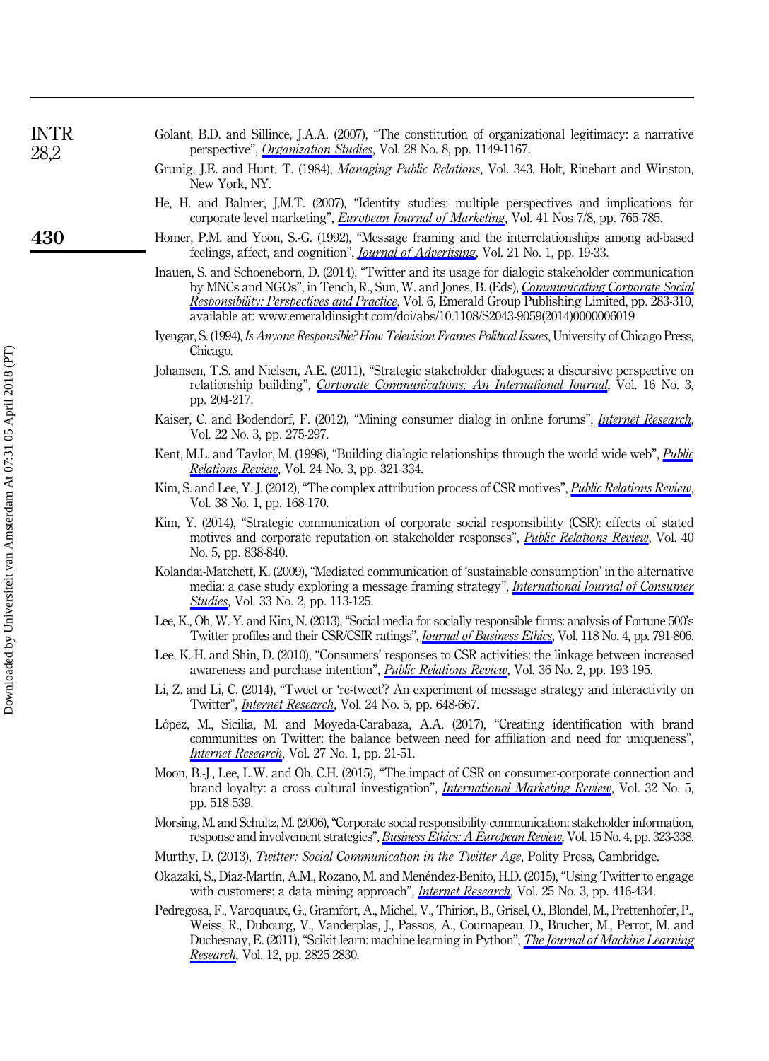Golant, B.D. and Sillince, J.A.A. (2007), "The constitution of organizational legitimacy: a narrative perspective", *Organization Studies*, Vol. 28 No. 8, pp. 1149-1167.

Grunig, J.E. and Hunt, T. (1984), *Managing Public Relations*, Vol. 343, Holt, Rinehart and Winston, New York, NY.

He, H. and Balmer, J.M.T. (2007), "Identity studies: multiple perspectives and implications for corporate-level marketing", *European Journal of Marketing*, Vol. 41 Nos 7/8, pp. 765-785.

Homer, P.M. and Yoon, S.-G. (1992), "Message framing and the interrelationships among ad-based feelings, affect, and cognition", *Journal of Advertising*, Vol. 21 No. 1, pp. 19-33.

Inauen, S. and Schoeneborn, D. (2014), "Twitter and its usage for dialogic stakeholder communication by MNCs and NGOs", in Tench, R., Sun, W. and Jones, B. (Eds), *Communicating Corporate Social Responsibility: Perspectives and Practice*, Vol. 6, Emerald Group Publishing Limited, pp. 283-310, available at: www.emeraldinsight.com/doi/abs/10.1108/S2043-9059(2014)0000006019

Iyengar, S. (1994), *Is Anyone Responsible? How Television Frames Political Issues*, University of Chicago Press, Chicago.

Johansen, T.S. and Nielsen, A.E. (2011), "Strategic stakeholder dialogues: a discursive perspective on relationship building", *Corporate Communications: An International Journal*, Vol. 16 No. 3, pp. 204-217.

Kaiser, C. and Bodendorf, F. (2012), "Mining consumer dialog in online forums", *Internet Research*, Vol. 22 No. 3, pp. 275-297.

Kent, M.L. and Taylor, M. (1998), "Building dialogic relationships through the world wide web", *Public Relations Review*, Vol. 24 No. 3, pp. 321-334.

Kim, S. and Lee, Y.-J. (2012), "The complex attribution process of CSR motives", *Public Relations Review*, Vol. 38 No. 1, pp. 168-170.

Kim, Y. (2014), "Strategic communication of corporate social responsibility (CSR): effects of stated motives and corporate reputation on stakeholder responses", *Public Relations Review*, Vol. 40 No. 5, pp. 838-840.

Kolandai-Matchett, K. (2009), "Mediated communication of 'sustainable consumption' in the alternative media: a case study exploring a message framing strategy", *International Journal of Consumer Studies*, Vol. 33 No. 2, pp. 113-125.

Lee, K., Oh, W.-Y. and Kim, N. (2013), "Social media for socially responsible firms: analysis of Fortune 500's Twitter profiles and their CSR/CSIR ratings", *Journal of Business Ethics*, Vol. 118 No. 4, pp. 791-806.

Lee, K.-H. and Shin, D. (2010), "Consumers' responses to CSR activities: the linkage between increased awareness and purchase intention", *Public Relations Review*, Vol. 36 No. 2, pp. 193-195.

Li, Z. and Li, C. (2014), "Tweet or 're-tweet'? An experiment of message strategy and interactivity on Twitter", *Internet Research*, Vol. 24 No. 5, pp. 648-667.

López, M., Sicilia, M. and Moyeda-Carabaza, A.A. (2017), "Creating identification with brand communities on Twitter: the balance between need for affiliation and need for uniqueness", *Internet Research*, Vol. 27 No. 1, pp. 21-51.

Moon, B.-J., Lee, L.W. and Oh, C.H. (2015), "The impact of CSR on consumer-corporate connection and brand loyalty: a cross cultural investigation", *International Marketing Review*, Vol. 32 No. 5, pp. 518-539.

Morsing, M. and Schultz, M. (2006), "Corporate social responsibility communication: stakeholder information, response and involvement strategies", *Business Ethics: A European Review*, Vol. 15 No. 4, pp. 323-338.

Murthy, D. (2013), *Twitter: Social Communication in the Twitter Age*, Polity Press, Cambridge.

Okazaki, S., Díaz-Martín, A.M., Rozano, M. and Menéndez-Benito, H.D. (2015), "Using Twitter to engage with customers: a data mining approach", *Internet Research*, Vol. 25 No. 3, pp. 416-434.

Pedregosa, F., Varoquaux, G., Gramfort, A., Michel, V., Thirion, B., Grisel, O., Blondel, M., Prettenhofer, P., Weiss, R., Dubourg, V., Vanderplas, J., Passos, A., Cournapeau, D., Brucher, M., Perrot, M. and Duchesnay, E. (2011), "Scikit-learn: machine learning in Python", *The Journal of Machine Learning Research*, Vol. 12, pp. 2825-2830.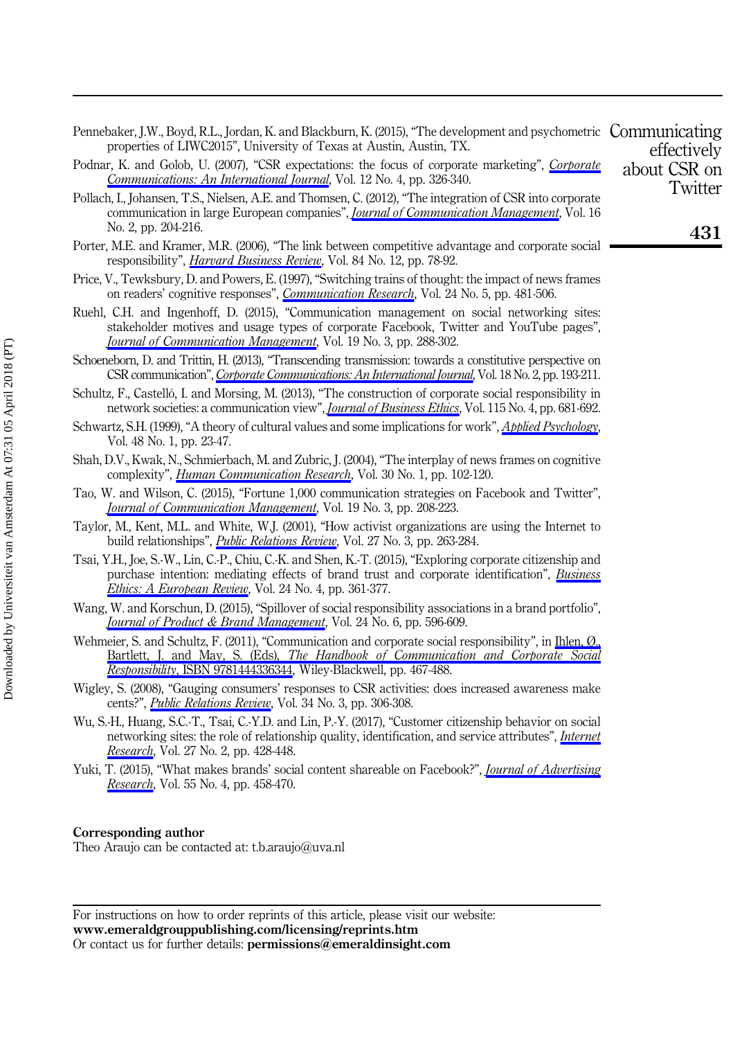Pennebaker, J.W., Boyd, R.L., Jordan, K. and Blackburn, K. (2015), "The development and psychometric properties of LIWC2015", University of Texas at Austin, Austin, TX.

Podnar, K. and Golob, U. (2007), "CSR expectations: the focus of corporate marketing", *Corporate Communications: An International Journal*, Vol. 12 No. 4, pp. 326-340.

Pollach, I., Johansen, T.S., Nielsen, A.E. and Thomsen, C. (2012), "The integration of CSR into corporate communication in large European companies", *Journal of Communication Management*, Vol. 16 No. 2, pp. 204-216.

Porter, M.E. and Kramer, M.R. (2006), "The link between competitive advantage and corporate social responsibility", *Harvard Business Review*, Vol. 84 No. 12, pp. 78-92.

Price, V., Tewksbury, D. and Powers, E. (1997), "Switching trains of thought: the impact of news frames on readers' cognitive responses", *Communication Research*, Vol. 24 No. 5, pp. 481-506.

Ruehl, C.H. and Ingenhoff, D. (2015), "Communication management on social networking sites: stakeholder motives and usage types of corporate Facebook, Twitter and YouTube pages", *Journal of Communication Management*, Vol. 19 No. 3, pp. 288-302.

Schoeneborn, D. and Trittin, H. (2013), "Transcending transmission: towards a constitutive perspective on CSR communication", *Corporate Communications: An International Journal*, Vol. 18 No. 2, pp. 193-211.

Schultz, F., Castelló, I. and Morsing, M. (2013), "The construction of corporate social responsibility in network societies: a communication view", *Journal of Business Ethics*, Vol. 115 No. 4, pp. 681-692.

Schwartz, S.H. (1999), "A theory of cultural values and some implications for work", *Applied Psychology*, Vol. 48 No. 1, pp. 23-47.

Shah, D.V., Kwak, N., Schmierbach, M. and Zubric, J. (2004), "The interplay of news frames on cognitive complexity", *Human Communication Research*, Vol. 30 No. 1, pp. 102-120.

Tao, W. and Wilson, C. (2015), "Fortune 1,000 communication strategies on Facebook and Twitter", *Journal of Communication Management*, Vol. 19 No. 3, pp. 208-223.

Taylor, M., Kent, M.L. and White, W.J. (2001), "How activist organizations are using the Internet to build relationships", *Public Relations Review*, Vol. 27 No. 3, pp. 263-284.

Tsai, Y.H., Joe, S.-W., Lin, C.-P., Chiu, C.-K. and Shen, K.-T. (2015), "Exploring corporate citizenship and purchase intention: mediating effects of brand trust and corporate identification", *Business Ethics: A European Review*, Vol. 24 No. 4, pp. 361-377.

Wang, W. and Korschun, D. (2015), "Spillover of social responsibility associations in a brand portfolio", *Journal of Product & Brand Management*, Vol. 24 No. 6, pp. 596-609.

Wehmeier, S. and Schultz, F. (2011), "Communication and corporate social responsibility", in Ihlen, Ø., Bartlett, J. and May, S. (Eds), *The Handbook of Communication and Corporate Social Responsibility*, ISBN 9781444336344, Wiley-Blackwell, pp. 467-488.

Wigley, S. (2008), "Gauging consumers' responses to CSR activities: does increased awareness make cents?", *Public Relations Review*, Vol. 34 No. 3, pp. 306-308.

Wu, S.-H., Huang, S.C.-T., Tsai, C.-Y.D. and Lin, P.-Y. (2017), "Customer citizenship behavior on social networking sites: the role of relationship quality, identification, and service attributes", *Internet Research*, Vol. 27 No. 2, pp. 428-448.

Yuki, T. (2015), "What makes brands' social content shareable on Facebook?", *Journal of Advertising Research*, Vol. 55 No. 4, pp. 458-470.

**Corresponding author**

Theo Araujo can be contacted at: t.b.araujo@uva.nl

For instructions on how to order reprints of this article, please visit our website:
**www.emeraldgrouppublishing.com/licensing/reprints.htm**
Or contact us for further details: **permissions@emeraldinsight.com**